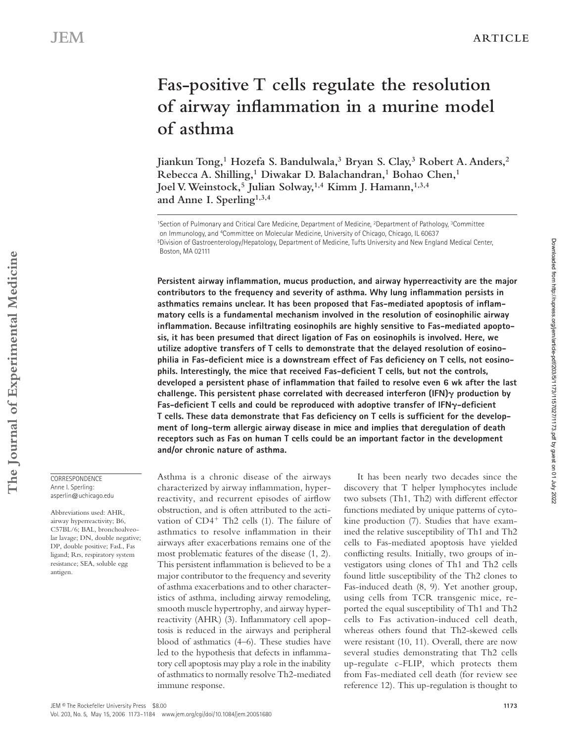# Fas-positive T cells regulate the resolution of airway inflammation in a murine model of asthma

Jiankun Tong,[1] Hozefa S. Bandulwala,[3] Bryan S. Clay,[3] Robert A. Anders,[2] Rebecca A. Shilling,[1] Diwakar D. Balachandran,[1] Bohao Chen,[1] Joel V. Weinstock,[5] Julian Solway,[1,4] Kimm J. Hamann,[1,3,4] and Anne I. Sperling[1,3,4]

[1]Section of Pulmonary and Critical Care Medicine, Department of Medicine, [2]Department of Pathology, [3]Committee on Immunology, and [4]Committee on Molecular Medicine, University of Chicago, Chicago, IL 60637
[5]Division of Gastroenterology/Hepatology, Department of Medicine, Tufts University and New England Medical Center, Boston, MA 02111

**Persistent airway inflammation, mucus production, and airway hyperreactivity are the major contributors to the frequency and severity of asthma. Why lung inflammation persists in asthmatics remains unclear. It has been proposed that Fas-mediated apoptosis of inflammatory cells is a fundamental mechanism involved in the resolution of eosinophilic airway inflammation. Because infiltrating eosinophils are highly sensitive to Fas-mediated apoptosis, it has been presumed that direct ligation of Fas on eosinophils is involved. Here, we utilize adoptive transfers of T cells to demonstrate that the delayed resolution of eosinophilia in Fas-deficient mice is a downstream effect of Fas deficiency on T cells, not eosinophils. Interestingly, the mice that received Fas-deficient T cells, but not the controls, developed a persistent phase of inflammation that failed to resolve even 6 wk after the last challenge. This persistent phase correlated with decreased interferon (IFN)γ production by Fas-deficient T cells and could be reproduced with adoptive transfer of IFNγ-deficient T cells. These data demonstrate that Fas deficiency on T cells is sufficient for the development of long-term allergic airway disease in mice and implies that deregulation of death receptors such as Fas on human T cells could be an important factor in the development and/or chronic nature of asthma.**

CORRESPONDENCE
Anne I. Sperling:
asperlin@uchicago.edu

Abbreviations used: AHR, airway hyperreactivity; B6, C57BL/6; BAL, bronchoalveolar lavage; DN, double negative; DP, double positive; FasL, Fas ligand; Rrs, respiratory system resistance; SEA, soluble egg antigen.

Asthma is a chronic disease of the airways characterized by airway inflammation, hyperreactivity, and recurrent episodes of airflow obstruction, and is often attributed to the activation of $CD4^+$ Th2 cells (1). The failure of asthmatics to resolve inflammation in their airways after exacerbations remains one of the most problematic features of the disease (1, 2). This persistent inflammation is believed to be a major contributor to the frequency and severity of asthma exacerbations and to other characteristics of asthma, including airway remodeling, smooth muscle hypertrophy, and airway hyperreactivity (AHR) (3). Inflammatory cell apoptosis is reduced in the airways and peripheral blood of asthmatics (4–6). These studies have led to the hypothesis that defects in inflammatory cell apoptosis may play a role in the inability of asthmatics to normally resolve Th2-mediated immune response.

It has been nearly two decades since the discovery that T helper lymphocytes include two subsets (Th1, Th2) with different effector functions mediated by unique patterns of cytokine production (7). Studies that have examined the relative susceptibility of Th1 and Th2 cells to Fas-mediated apoptosis have yielded conflicting results. Initially, two groups of investigators using clones of Th1 and Th2 cells found little susceptibility of the Th2 clones to Fas-induced death (8, 9). Yet another group, using cells from TCR transgenic mice, reported the equal susceptibility of Th1 and Th2 cells to Fas activation-induced cell death, whereas others found that Th2-skewed cells were resistant (10, 11). Overall, there are now several studies demonstrating that Th2 cells up-regulate c-FLIP, which protects them from Fas-mediated cell death (for review see reference 12). This up-regulation is thought to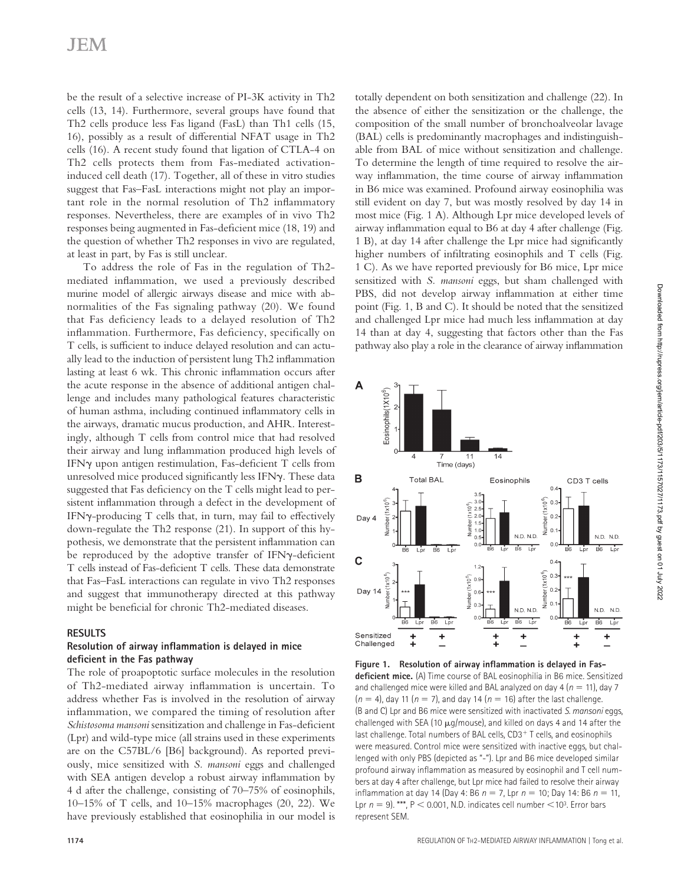be the result of a selective increase of PI-3K activity in Th2 cells (13, 14). Furthermore, several groups have found that Th2 cells produce less Fas ligand (FasL) than Th1 cells (15, 16), possibly as a result of differential NFAT usage in Th2 cells (16). A recent study found that ligation of CTLA-4 on Th2 cells protects them from Fas-mediated activation-induced cell death (17). Together, all of these in vitro studies suggest that Fas–FasL interactions might not play an important role in the normal resolution of Th2 inflammatory responses. Nevertheless, there are examples of in vivo Th2 responses being augmented in Fas-deficient mice (18, 19) and the question of whether Th2 responses in vivo are regulated, at least in part, by Fas is still unclear.

To address the role of Fas in the regulation of Th2-mediated inflammation, we used a previously described murine model of allergic airways disease and mice with abnormalities of the Fas signaling pathway (20). We found that Fas deficiency leads to a delayed resolution of Th2 inflammation. Furthermore, Fas deficiency, specifically on T cells, is sufficient to induce delayed resolution and can actually lead to the induction of persistent lung Th2 inflammation lasting at least 6 wk. This chronic inflammation occurs after the acute response in the absence of additional antigen challenge and includes many pathological features characteristic of human asthma, including continued inflammatory cells in the airways, dramatic mucus production, and AHR. Interestingly, although T cells from control mice that had resolved their airway and lung inflammation produced high levels of IFNγ upon antigen restimulation, Fas-deficient T cells from unresolved mice produced significantly less IFNγ. These data suggested that Fas deficiency on the T cells might lead to persistent inflammation through a defect in the development of IFNγ-producing T cells that, in turn, may fail to effectively down-regulate the Th2 response (21). In support of this hypothesis, we demonstrate that the persistent inflammation can be reproduced by the adoptive transfer of IFNγ-deficient T cells instead of Fas-deficient T cells. These data demonstrate that Fas–FasL interactions can regulate in vivo Th2 responses and suggest that immunotherapy directed at this pathway might be beneficial for chronic Th2-mediated diseases.

## RESULTS

### Resolution of airway inflammation is delayed in mice deficient in the Fas pathway

The role of proapoptotic surface molecules in the resolution of Th2-mediated airway inflammation is uncertain. To address whether Fas is involved in the resolution of airway inflammation, we compared the timing of resolution after *Schistosoma mansoni* sensitization and challenge in Fas-deficient (Lpr) and wild-type mice (all strains used in these experiments are on the C57BL/6 [B6] background). As reported previously, mice sensitized with *S. mansoni* eggs and challenged with SEA antigen develop a robust airway inflammation by 4 d after the challenge, consisting of 70–75% of eosinophils, 10–15% of T cells, and 10–15% macrophages (20, 22). We have previously established that eosinophilia in our model is totally dependent on both sensitization and challenge (22). In the absence of either the sensitization or the challenge, the composition of the small number of bronchoalveolar lavage (BAL) cells is predominantly macrophages and indistinguishable from BAL of mice without sensitization and challenge. To determine the length of time required to resolve the airway inflammation, the time course of airway inflammation in B6 mice was examined. Profound airway eosinophilia was still evident on day 7, but was mostly resolved by day 14 in most mice (Fig. 1 A). Although Lpr mice developed levels of airway inflammation equal to B6 at day 4 after challenge (Fig. 1 B), at day 14 after challenge the Lpr mice had significantly higher numbers of infiltrating eosinophils and T cells (Fig. 1 C). As we have reported previously for B6 mice, Lpr mice sensitized with *S. mansoni* eggs, but sham challenged with PBS, did not develop airway inflammation at either time point (Fig. 1, B and C). It should be noted that the sensitized and challenged Lpr mice had much less inflammation at day 14 than at day 4, suggesting that factors other than the Fas pathway also play a role in the clearance of airway inflammation

**Figure 1. Resolution of airway inflammation is delayed in Fas-deficient mice.** (A) Time course of BAL eosinophilia in B6 mice. Sensitized and challenged mice were killed and BAL analyzed on day 4 ($n = 11$), day 7 ($n = 4$), day 11 ($n = 7$), and day 14 ($n = 16$) after the last challenge. (B and C) Lpr and B6 mice were sensitized with inactivated *S. mansoni* eggs, challenged with SEA (10 μg/mouse), and killed on days 4 and 14 after the last challenge. Total numbers of BAL cells, CD3+ T cells, and eosinophils were measured. Control mice were sensitized with inactive eggs, but challenged with only PBS (depicted as "-"). Lpr and B6 mice developed similar profound airway inflammation as measured by eosinophil and T cell numbers at day 4 after challenge, but Lpr mice had failed to resolve their airway inflammation at day 14 (Day 4: B6 $n = 7$, Lpr $n = 10$; Day 14: B6 $n = 11$, Lpr $n = 9$). ***, $P < 0.001$, N.D. indicates cell number $<10^3$. Error bars represent SEM.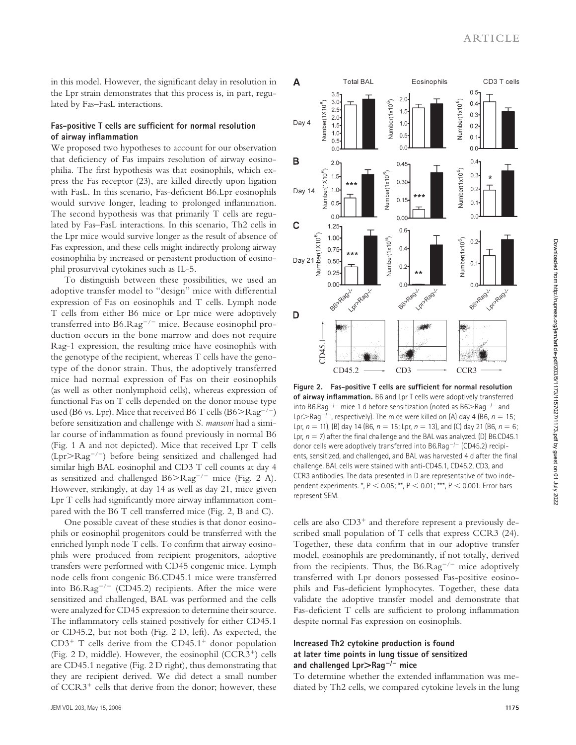in this model. However, the significant delay in resolution in the Lpr strain demonstrates that this process is, in part, regulated by Fas–FasL interactions.

### Fas-positive T cells are sufficient for normal resolution of airway inflammation

We proposed two hypotheses to account for our observation that deficiency of Fas impairs resolution of airway eosinophilia. The first hypothesis was that eosinophils, which express the Fas receptor (23), are killed directly upon ligation with FasL. In this scenario, Fas-deficient B6.Lpr eosinophils would survive longer, leading to prolonged inflammation. The second hypothesis was that primarily T cells are regulated by Fas–FasL interactions. In this scenario, Th2 cells in the Lpr mice would survive longer as the result of absence of Fas expression, and these cells might indirectly prolong airway eosinophilia by increased or persistent production of eosinophil prosurvival cytokines such as IL-5.

To distinguish between these possibilities, we used an adoptive transfer model to "design" mice with differential expression of Fas on eosinophils and T cells. Lymph node T cells from either B6 mice or Lpr mice were adoptively transferred into B6.Rag$^{-/-}$ mice. Because eosinophil production occurs in the bone marrow and does not require Rag-1 expression, the resulting mice have eosinophils with the genotype of the recipient, whereas T cells have the genotype of the donor strain. Thus, the adoptively transferred mice had normal expression of Fas on their eosinophils (as well as other nonlymphoid cells), whereas expression of functional Fas on T cells depended on the donor mouse type used (B6 vs. Lpr). Mice that received B6 T cells (B6>Rag$^{-/-}$) before sensitization and challenge with *S. mansoni* had a similar course of inflammation as found previously in normal B6 (Fig. 1 A and not depicted). Mice that received Lpr T cells (Lpr>Rag$^{-/-}$) before being sensitized and challenged had similar high BAL eosinophil and CD3 T cell counts at day 4 as sensitized and challenged B6>Rag$^{-/-}$ mice (Fig. 2 A). However, strikingly, at day 14 as well as day 21, mice given Lpr T cells had significantly more airway inflammation compared with the B6 T cell transferred mice (Fig. 2, B and C).

One possible caveat of these studies is that donor eosinophils or eosinophil progenitors could be transferred with the enriched lymph node T cells. To confirm that airway eosinophils were produced from recipient progenitors, adoptive transfers were performed with CD45 congenic mice. Lymph node cells from congenic B6.CD45.1 mice were transferred into B6.Rag$^{-/-}$ (CD45.2) recipients. After the mice were sensitized and challenged, BAL was performed and the cells were analyzed for CD45 expression to determine their source. The inflammatory cells stained positively for either CD45.1 or CD45.2, but not both (Fig. 2 D, left). As expected, the CD3$^+$ T cells derive from the CD45.1$^+$ donor population (Fig. 2 D, middle). However, the eosinophil (CCR3$^+$) cells are CD45.1 negative (Fig. 2 D right), thus demonstrating that they are recipient derived. We did detect a small number of CCR3$^+$ cells that derive from the donor; however, these cells are also CD3$^+$ and therefore represent a previously described small population of T cells that express CCR3 (24). Together, these data confirm that in our adoptive transfer model, eosinophils are predominantly, if not totally, derived from the recipients. Thus, the B6.Rag$^{-/-}$ mice adoptively transferred with Lpr donors possessed Fas-positive eosinophils and Fas-deficient lymphocytes. Together, these data validate the adoptive transfer model and demonstrate that Fas-deficient T cells are sufficient to prolong inflammation despite normal Fas expression on eosinophils.

**Figure 2. Fas-positive T cells are sufficient for normal resolution of airway inflammation.** B6 and Lpr T cells were adoptively transferred into B6.Rag$^{-/-}$ mice 1 d before sensitization (noted as B6>Rag$^{-/-}$ and Lpr>Rag$^{-/-}$, respectively). The mice were killed on (A) day 4 (B6, $n = 15$; Lpr, $n = 11$), (B) day 14 (B6, $n = 15$; Lpr, $n = 13$), and (C) day 21 (B6, $n = 6$; Lpr, $n = 7$) after the final challenge and the BAL was analyzed. (D) B6.CD45.1 donor cells were adoptively transferred into B6.Rag$^{-/-}$ (CD45.2) recipients, sensitized, and challenged, and BAL was harvested 4 d after the final challenge. BAL cells were stained with anti-CD45.1, CD45.2, CD3, and CCR3 antibodies. The data presented in D are representative of two independent experiments. *, $P < 0.05$; **, $P < 0.01$; ***, $P < 0.001$. Error bars represent SEM.

### Increased Th2 cytokine production is found at later time points in lung tissue of sensitized and challenged Lpr>Rag$^{-/-}$ mice

To determine whether the extended inflammation was mediated by Th2 cells, we compared cytokine levels in the lung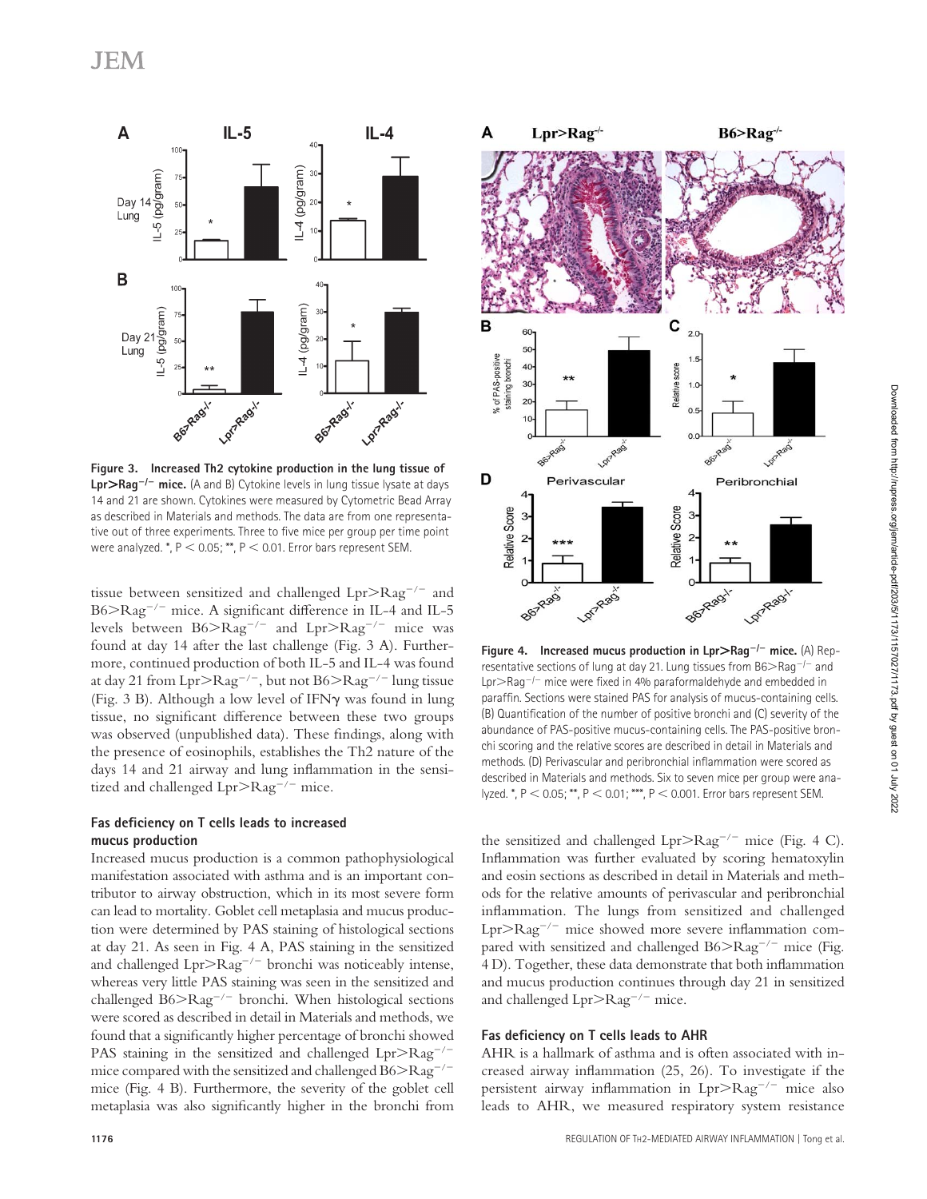**Figure 3. Increased Th2 cytokine production in the lung tissue of Lpr>Rag$^{-/-}$ mice.** (A and B) Cytokine levels in lung tissue lysate at days 14 and 21 are shown. Cytokines were measured by Cytometric Bead Array as described in Materials and methods. The data are from one representative out of three experiments. Three to five mice per group per time point were analyzed. *, $P < 0.05$; **, $P < 0.01$. Error bars represent SEM.

tissue between sensitized and challenged Lpr>Rag$^{-/-}$ and B6>Rag$^{-/-}$ mice. A significant difference in IL-4 and IL-5 levels between B6>Rag$^{-/-}$ and Lpr>Rag$^{-/-}$ mice was found at day 14 after the last challenge (Fig. 3 A). Furthermore, continued production of both IL-5 and IL-4 was found at day 21 from Lpr>Rag$^{-/-}$, but not B6>Rag$^{-/-}$ lung tissue (Fig. 3 B). Although a low level of IFNγ was found in lung tissue, no significant difference between these two groups was observed (unpublished data). These findings, along with the presence of eosinophils, establishes the Th2 nature of the days 14 and 21 airway and lung inflammation in the sensitized and challenged Lpr>Rag$^{-/-}$ mice.

### Fas deficiency on T cells leads to increased mucus production

Increased mucus production is a common pathophysiological manifestation associated with asthma and is an important contributor to airway obstruction, which in its most severe form can lead to mortality. Goblet cell metaplasia and mucus production were determined by PAS staining of histological sections at day 21. As seen in Fig. 4 A, PAS staining in the sensitized and challenged Lpr>Rag$^{-/-}$ bronchi was noticeably intense, whereas very little PAS staining was seen in the sensitized and challenged B6>Rag$^{-/-}$ bronchi. When histological sections were scored as described in detail in Materials and methods, we found that a significantly higher percentage of bronchi showed PAS staining in the sensitized and challenged Lpr>Rag$^{-/-}$ mice compared with the sensitized and challenged B6>Rag$^{-/-}$ mice (Fig. 4 B). Furthermore, the severity of the goblet cell metaplasia was also significantly higher in the bronchi from the sensitized and challenged Lpr>Rag$^{-/-}$ mice (Fig. 4 C). Inflammation was further evaluated by scoring hematoxylin and eosin sections as described in detail in Materials and methods for the relative amounts of perivascular and peribronchial inflammation. The lungs from sensitized and challenged Lpr>Rag$^{-/-}$ mice showed more severe inflammation compared with sensitized and challenged B6>Rag$^{-/-}$ mice (Fig. 4 D). Together, these data demonstrate that both inflammation and mucus production continues through day 21 in sensitized and challenged Lpr>Rag$^{-/-}$ mice.

**Figure 4. Increased mucus production in Lpr>Rag$^{-/-}$ mice.** (A) Representative sections of lung at day 21. Lung tissues from B6>Rag$^{-/-}$ and Lpr>Rag$^{-/-}$ mice were fixed in 4% paraformaldehyde and embedded in paraffin. Sections were stained PAS for analysis of mucus-containing cells. (B) Quantification of the number of positive bronchi and (C) severity of the abundance of PAS-positive mucus-containing cells. The PAS-positive bronchi scoring and the relative scores are described in detail in Materials and methods. (D) Perivascular and peribronchial inflammation were scored as described in Materials and methods. Six to seven mice per group were analyzed. *, $P < 0.05$; **, $P < 0.01$; ***, $P < 0.001$. Error bars represent SEM.

### Fas deficiency on T cells leads to AHR

AHR is a hallmark of asthma and is often associated with increased airway inflammation (25, 26). To investigate if the persistent airway inflammation in Lpr>Rag$^{-/-}$ mice also leads to AHR, we measured respiratory system resistance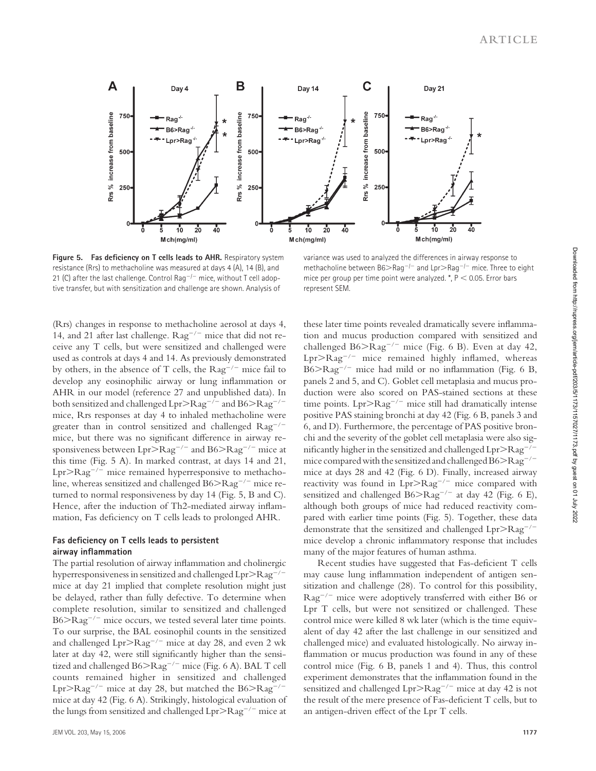**Figure 5. Fas deficiency on T cells leads to AHR.** Respiratory system resistance (Rrs) to methacholine was measured at days 4 (A), 14 (B), and 21 (C) after the last challenge. Control $Rag^{-/-}$ mice, without T cell adoptive transfer, but with sensitization and challenge are shown. Analysis of variance was used to analyzed the differences in airway response to methacholine between $B6>Rag^{-/-}$ and $Lpr>Rag^{-/-}$ mice. Three to eight mice per group per time point were analyzed. *, $P < 0.05$. Error bars represent SEM.

(Rrs) changes in response to methacholine aerosol at days 4, 14, and 21 after last challenge. $Rag^{-/-}$ mice that did not receive any T cells, but were sensitized and challenged were used as controls at days 4 and 14. As previously demonstrated by others, in the absence of T cells, the $Rag^{-/-}$ mice fail to develop any eosinophilic airway or lung inflammation or AHR in our model (reference 27 and unpublished data). In both sensitized and challenged $Lpr>Rag^{-/-}$ and $B6>Rag^{-/-}$ mice, Rrs responses at day 4 to inhaled methacholine were greater than in control sensitized and challenged $Rag^{-/-}$ mice, but there was no significant difference in airway responsiveness between $Lpr>Rag^{-/-}$ and $B6>Rag^{-/-}$ mice at this time (Fig. 5 A). In marked contrast, at days 14 and 21, $Lpr>Rag^{-/-}$ mice remained hyperresponsive to methacholine, whereas sensitized and challenged $B6>Rag^{-/-}$ mice returned to normal responsiveness by day 14 (Fig. 5, B and C). Hence, after the induction of Th2-mediated airway inflammation, Fas deficiency on T cells leads to prolonged AHR.

## Fas deficiency on T cells leads to persistent airway inflammation

The partial resolution of airway inflammation and cholinergic hyperresponsiveness in sensitized and challenged $Lpr>Rag^{-/-}$ mice at day 21 implied that complete resolution might just be delayed, rather than fully defective. To determine when complete resolution, similar to sensitized and challenged $B6>Rag^{-/-}$ mice occurs, we tested several later time points. To our surprise, the BAL eosinophil counts in the sensitized and challenged $Lpr>Rag^{-/-}$ mice at day 28, and even 2 wk later at day 42, were still significantly higher than the sensitized and challenged $B6>Rag^{-/-}$ mice (Fig. 6 A). BAL T cell counts remained higher in sensitized and challenged $Lpr>Rag^{-/-}$ mice at day 28, but matched the $B6>Rag^{-/-}$ mice at day 42 (Fig. 6 A). Strikingly, histological evaluation of the lungs from sensitized and challenged $Lpr>Rag^{-/-}$ mice at these later time points revealed dramatically severe inflammation and mucus production compared with sensitized and challenged $B6>Rag^{-/-}$ mice (Fig. 6 B). Even at day 42, $Lpr>Rag^{-/-}$ mice remained highly inflamed, whereas $B6>Rag^{-/-}$ mice had mild or no inflammation (Fig. 6 B, panels 2 and 5, and C). Goblet cell metaplasia and mucus production were also scored on PAS-stained sections at these time points. $Lpr>Rag^{-/-}$ mice still had dramatically intense positive PAS staining bronchi at day 42 (Fig. 6 B, panels 3 and 6, and D). Furthermore, the percentage of PAS positive bronchi and the severity of the goblet cell metaplasia were also significantly higher in the sensitized and challenged $Lpr>Rag^{-/-}$ mice compared with the sensitized and challenged $B6>Rag^{-/-}$ mice at days 28 and 42 (Fig. 6 D). Finally, increased airway reactivity was found in $Lpr>Rag^{-/-}$ mice compared with sensitized and challenged $B6>Rag^{-/-}$ at day 42 (Fig. 6 E), although both groups of mice had reduced reactivity compared with earlier time points (Fig. 5). Together, these data demonstrate that the sensitized and challenged $Lpr>Rag^{-/-}$ mice develop a chronic inflammatory response that includes many of the major features of human asthma.

Recent studies have suggested that Fas-deficient T cells may cause lung inflammation independent of antigen sensitization and challenge (28). To control for this possibility, $Rag^{-/-}$ mice were adoptively transferred with either B6 or Lpr T cells, but were not sensitized or challenged. These control mice were killed 8 wk later (which is the time equivalent of day 42 after the last challenge in our sensitized and challenged mice) and evaluated histologically. No airway inflammation or mucus production was found in any of these control mice (Fig. 6 B, panels 1 and 4). Thus, this control experiment demonstrates that the inflammation found in the sensitized and challenged $Lpr>Rag^{-/-}$ mice at day 42 is not the result of the mere presence of Fas-deficient T cells, but to an antigen-driven effect of the Lpr T cells.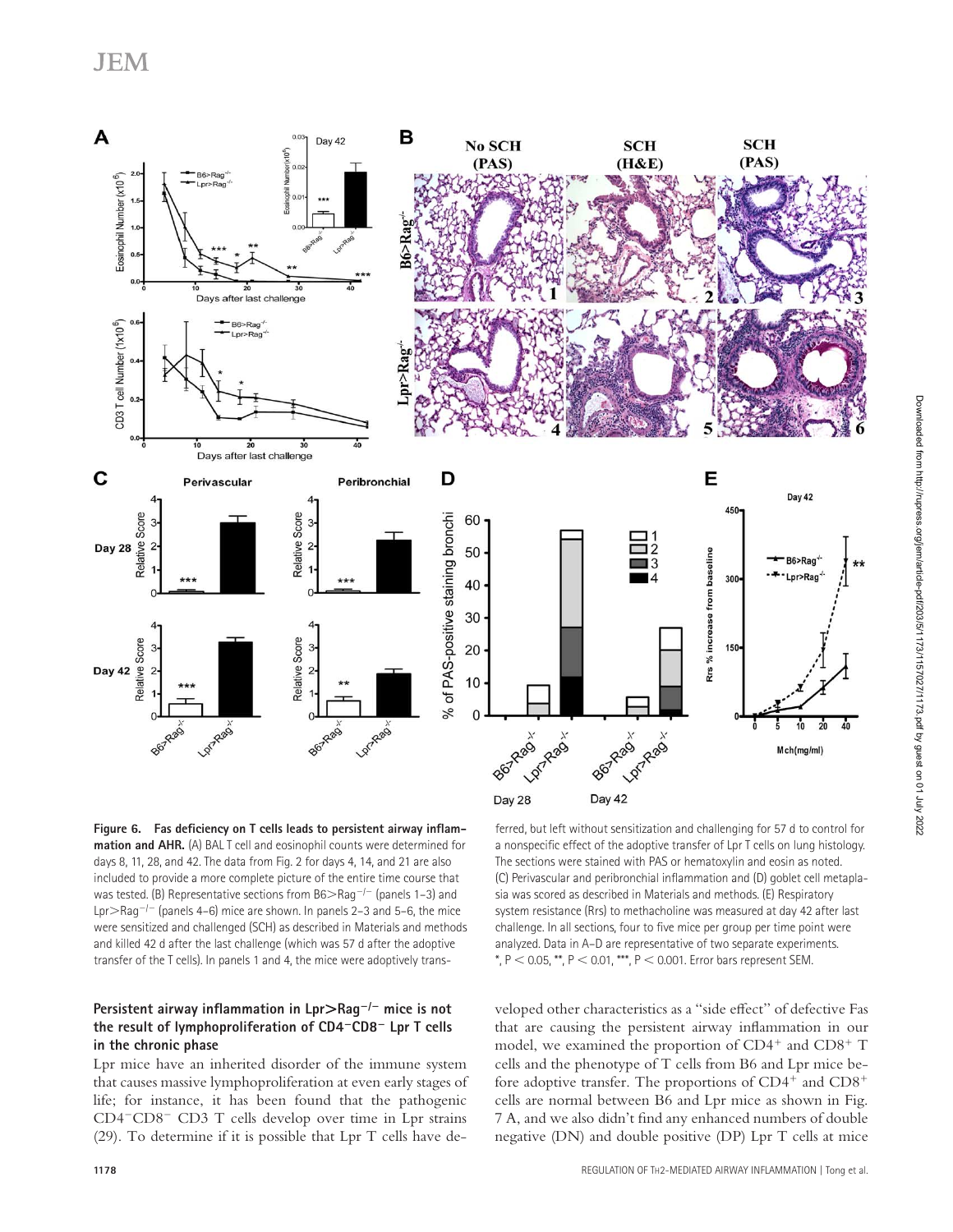**Figure 6. Fas deficiency on T cells leads to persistent airway inflammation and AHR.** (A) BAL T cell and eosinophil counts were determined for days 8, 11, 28, and 42. The data from Fig. 2 for days 4, 14, and 21 are also included to provide a more complete picture of the entire time course that was tested. (B) Representative sections from B6>Rag$^{-/-}$ (panels 1–3) and Lpr>Rag$^{-/-}$ (panels 4–6) mice are shown. In panels 2–3 and 5–6, the mice were sensitized and challenged (SCH) as described in Materials and methods and killed 42 d after the last challenge (which was 57 d after the adoptive transfer of the T cells). In panels 1 and 4, the mice were adoptively transferred, but left without sensitization and challenging for 57 d to control for a nonspecific effect of the adoptive transfer of Lpr T cells on lung histology. The sections were stained with PAS or hematoxylin and eosin as noted. (C) Perivascular and peribronchial inflammation and (D) goblet cell metaplasia was scored as described in Materials and methods. (E) Respiratory system resistance (Rrs) to methacholine was measured at day 42 after last challenge. In all sections, four to five mice per group per time point were analyzed. Data in A–D are representative of two separate experiments. *, $P < 0.05$, **, $P < 0.01$, ***, $P < 0.001$. Error bars represent SEM.

## Persistent airway inflammation in Lpr>Rag$^{-/-}$ mice is not the result of lymphoproliferation of CD4$^{-}$CD8$^{-}$ Lpr T cells in the chronic phase

Lpr mice have an inherited disorder of the immune system that causes massive lymphoproliferation at even early stages of life; for instance, it has been found that the pathogenic CD4$^{-}$CD8$^{-}$ CD3 T cells develop over time in Lpr strains (29). To determine if it is possible that Lpr T cells have developed other characteristics as a "side effect" of defective Fas that are causing the persistent airway inflammation in our model, we examined the proportion of CD4$^{+}$ and CD8$^{+}$ T cells and the phenotype of T cells from B6 and Lpr mice before adoptive transfer. The proportions of CD4$^{+}$ and CD8$^{+}$ cells are normal between B6 and Lpr mice as shown in Fig. 7 A, and we also didn't find any enhanced numbers of double negative (DN) and double positive (DP) Lpr T cells at mice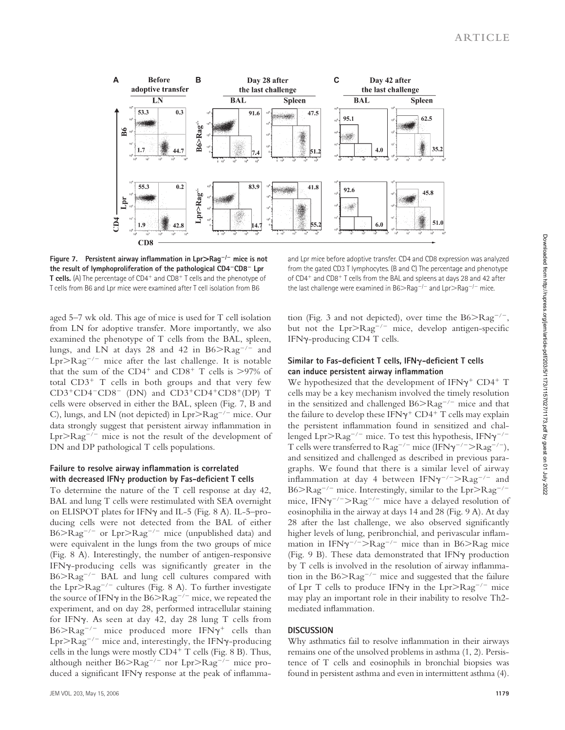**Figure 7. Persistent airway inflammation in Lpr>Rag$^{-/-}$ mice is not the result of lymphoproliferation of the pathological CD4$^-$CD8$^-$ Lpr T cells.** (A) The percentage of CD4$^+$ and CD8$^+$ T cells and the phenotype of T cells from B6 and Lpr mice were examined after T cell isolation from B6 and Lpr mice before adoptive transfer. CD4 and CD8 expression was analyzed from the gated CD3 T lymphocytes. (B and C) The percentage and phenotype of CD4$^+$ and CD8$^+$ T cells from the BAL and spleens at days 28 and 42 after the last challenge were examined in B6>Rag$^{-/-}$ and Lpr>Rag$^{-/-}$ mice.

aged 5–7 wk old. This age of mice is used for T cell isolation from LN for adoptive transfer. More importantly, we also examined the phenotype of T cells from the BAL, spleen, lungs, and LN at days 28 and 42 in B6>Rag$^{-/-}$ and Lpr>Rag$^{-/-}$ mice after the last challenge. It is notable that the sum of the CD4$^+$ and CD8$^+$ T cells is >97% of total CD3$^+$ T cells in both groups and that very few CD3$^+$CD4$^-$CD8$^-$ (DN) and CD3$^+$CD4$^+$CD8$^+$(DP) T cells were observed in either the BAL, spleen (Fig. 7, B and C), lungs, and LN (not depicted) in Lpr>Rag$^{-/-}$ mice. Our data strongly suggest that persistent airway inflammation in Lpr>Rag$^{-/-}$ mice is not the result of the development of DN and DP pathological T cells populations.

### Failure to resolve airway inflammation is correlated with decreased IFNγ production by Fas-deficient T cells

To determine the nature of the T cell response at day 42, BAL and lung T cells were restimulated with SEA overnight on ELISPOT plates for IFNγ and IL-5 (Fig. 8 A). IL-5–producing cells were not detected from the BAL of either B6>Rag$^{-/-}$ or Lpr>Rag$^{-/-}$ mice (unpublished data) and were equivalent in the lungs from the two groups of mice (Fig. 8 A). Interestingly, the number of antigen-responsive IFNγ-producing cells was significantly greater in the B6>Rag$^{-/-}$ BAL and lung cell cultures compared with the Lpr>Rag$^{-/-}$ cultures (Fig. 8 A). To further investigate the source of IFNγ in the B6>Rag$^{-/-}$ mice, we repeated the experiment, and on day 28, performed intracellular staining for IFNγ. As seen at day 42, day 28 lung T cells from B6>Rag$^{-/-}$ mice produced more IFNγ$^+$ cells than Lpr>Rag$^{-/-}$ mice and, interestingly, the IFNγ-producing cells in the lungs were mostly CD4$^+$ T cells (Fig. 8 B). Thus, although neither B6>Rag$^{-/-}$ nor Lpr>Rag$^{-/-}$ mice produced a significant IFNγ response at the peak of inflammation (Fig. 3 and not depicted), over time the B6>Rag$^{-/-}$, but not the Lpr>Rag$^{-/-}$ mice, develop antigen-specific IFNγ-producing CD4 T cells.

### Similar to Fas-deficient T cells, IFNγ-deficient T cells can induce persistent airway inflammation

We hypothesized that the development of IFNγ$^+$ CD4$^+$ T cells may be a key mechanism involved the timely resolution in the sensitized and challenged B6>Rag$^{-/-}$ mice and that the failure to develop these IFNγ$^+$ CD4$^+$ T cells may explain the persistent inflammation found in sensitized and challenged Lpr>Rag$^{-/-}$ mice. To test this hypothesis, IFNγ$^{-/-}$ T cells were transferred to Rag$^{-/-}$ mice (IFNγ$^{-/-}$>Rag$^{-/-}$), and sensitized and challenged as described in previous paragraphs. We found that there is a similar level of airway inflammation at day 4 between IFNγ$^{-/-}$>Rag$^{-/-}$ and B6>Rag$^{-/-}$ mice. Interestingly, similar to the Lpr>Rag$^{-/-}$ mice, IFNγ$^{-/-}$>Rag$^{-/-}$ mice have a delayed resolution of eosinophilia in the airway at days 14 and 28 (Fig. 9 A). At day 28 after the last challenge, we also observed significantly higher levels of lung, peribronchial, and perivascular inflammation in IFNγ$^{-/-}$>Rag$^{-/-}$ mice than in B6>Rag mice (Fig. 9 B). These data demonstrated that IFNγ production by T cells is involved in the resolution of airway inflammation in the B6>Rag$^{-/-}$ mice and suggested that the failure of Lpr T cells to produce IFNγ in the Lpr>Rag$^{-/-}$ mice may play an important role in their inability to resolve Th2-mediated inflammation.

## DISCUSSION

Why asthmatics fail to resolve inflammation in their airways remains one of the unsolved problems in asthma (1, 2). Persistence of T cells and eosinophils in bronchial biopsies was found in persistent asthma and even in intermittent asthma (4).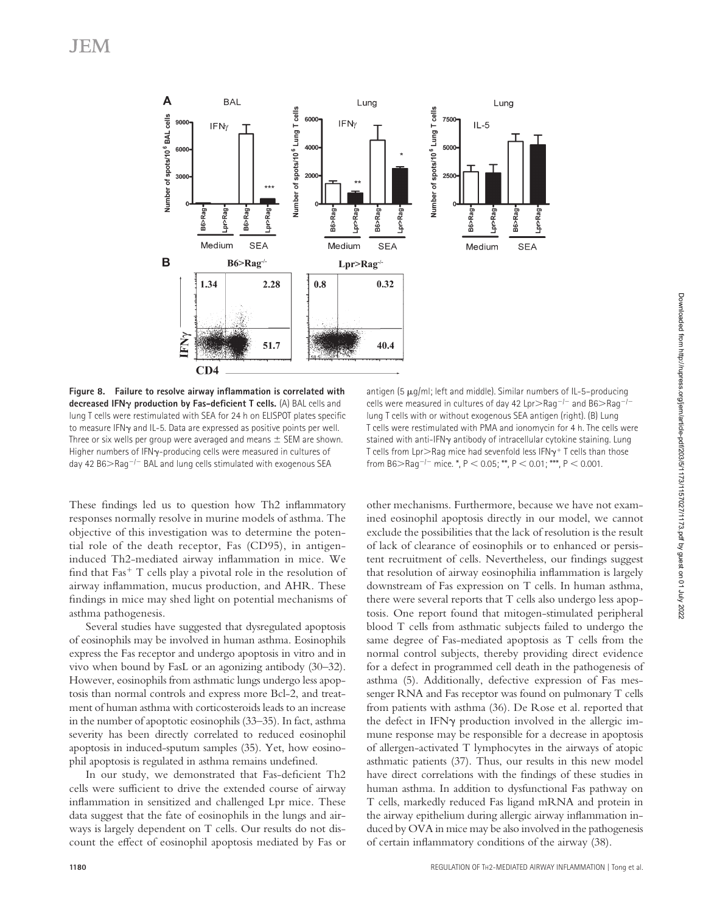**Figure 8. Failure to resolve airway inflammation is correlated with decreased IFNγ production by Fas-deficient T cells.** (A) BAL cells and lung T cells were restimulated with SEA for 24 h on ELISPOT plates specific to measure IFNγ and IL-5. Data are expressed as positive points per well. Three or six wells per group were averaged and means ± SEM are shown. Higher numbers of IFNγ-producing cells were measured in cultures of day 42 B6>Rag$^{-/-}$ BAL and lung cells stimulated with exogenous SEA antigen (5 μg/ml; left and middle). Similar numbers of IL-5–producing cells were measured in cultures of day 42 Lpr>Rag$^{-/-}$ and B6>Rag$^{-/-}$ lung T cells with or without exogenous SEA antigen (right). (B) Lung T cells were restimulated with PMA and ionomycin for 4 h. The cells were stained with anti-IFNγ antibody of intracellular cytokine staining. Lung T cells from Lpr>Rag mice had sevenfold less IFNγ$^{+}$ T cells than those from B6>Rag$^{-/-}$ mice. *, $P < 0.05$; **, $P < 0.01$; ***, $P < 0.001$.

These findings led us to question how Th2 inflammatory responses normally resolve in murine models of asthma. The objective of this investigation was to determine the potential role of the death receptor, Fas (CD95), in antigen-induced Th2-mediated airway inflammation in mice. We find that Fas$^{+}$ T cells play a pivotal role in the resolution of airway inflammation, mucus production, and AHR. These findings in mice may shed light on potential mechanisms of asthma pathogenesis.

Several studies have suggested that dysregulated apoptosis of eosinophils may be involved in human asthma. Eosinophils express the Fas receptor and undergo apoptosis in vitro and in vivo when bound by FasL or an agonizing antibody (30–32). However, eosinophils from asthmatic lungs undergo less apoptosis than normal controls and express more Bcl-2, and treatment of human asthma with corticosteroids leads to an increase in the number of apoptotic eosinophils (33–35). In fact, asthma severity has been directly correlated to reduced eosinophil apoptosis in induced-sputum samples (35). Yet, how eosinophil apoptosis is regulated in asthma remains undefined.

In our study, we demonstrated that Fas-deficient Th2 cells were sufficient to drive the extended course of airway inflammation in sensitized and challenged Lpr mice. These data suggest that the fate of eosinophils in the lungs and airways is largely dependent on T cells. Our results do not discount the effect of eosinophil apoptosis mediated by Fas or other mechanisms. Furthermore, because we have not examined eosinophil apoptosis directly in our model, we cannot exclude the possibilities that the lack of resolution is the result of lack of clearance of eosinophils or to enhanced or persistent recruitment of cells. Nevertheless, our findings suggest that resolution of airway eosinophilia inflammation is largely downstream of Fas expression on T cells. In human asthma, there were several reports that T cells also undergo less apoptosis. One report found that mitogen-stimulated peripheral blood T cells from asthmatic subjects failed to undergo the same degree of Fas-mediated apoptosis as T cells from the normal control subjects, thereby providing direct evidence for a defect in programmed cell death in the pathogenesis of asthma (5). Additionally, defective expression of Fas messenger RNA and Fas receptor was found on pulmonary T cells from patients with asthma (36). De Rose et al. reported that the defect in IFNγ production involved in the allergic immune response may be responsible for a decrease in apoptosis of allergen-activated T lymphocytes in the airways of atopic asthmatic patients (37). Thus, our results in this new model have direct correlations with the findings of these studies in human asthma. In addition to dysfunctional Fas pathway on T cells, markedly reduced Fas ligand mRNA and protein in the airway epithelium during allergic airway inflammation induced by OVA in mice may be also involved in the pathogenesis of certain inflammatory conditions of the airway (38).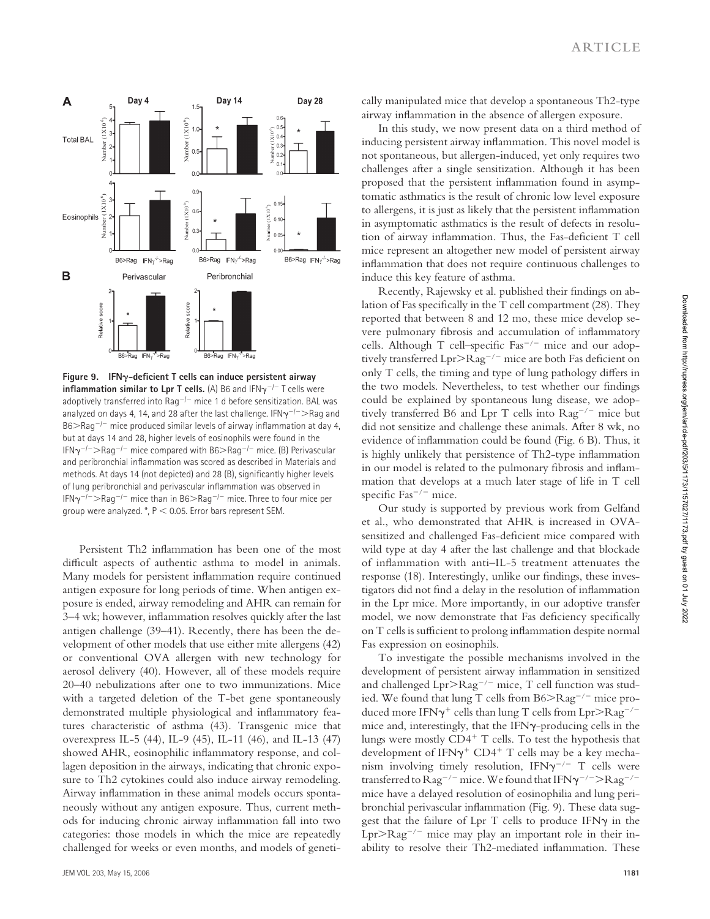**Figure 9. IFNγ-deficient T cells can induce persistent airway inflammation similar to Lpr T cells.** (A) B6 and IFN$\gamma^{-/-}$ T cells were adoptively transferred into Rag$^{-/-}$ mice 1 d before sensitization. BAL was analyzed on days 4, 14, and 28 after the last challenge. IFN$\gamma^{-/-}$>Rag and B6>Rag$^{-/-}$ mice produced similar levels of airway inflammation at day 4, but at days 14 and 28, higher levels of eosinophils were found in the IFN$\gamma^{-/-}$>Rag$^{-/-}$ mice compared with B6>Rag$^{-/-}$ mice. (B) Perivascular and peribronchial inflammation was scored as described in Materials and methods. At days 14 (not depicted) and 28 (B), significantly higher levels of lung peribronchial and perivascular inflammation was observed in IFN$\gamma^{-/-}$>Rag$^{-/-}$ mice than in B6>Rag$^{-/-}$ mice. Three to four mice per group were analyzed. *, $P < 0.05$. Error bars represent SEM.

Persistent Th2 inflammation has been one of the most difficult aspects of authentic asthma to model in animals. Many models for persistent inflammation require continued antigen exposure for long periods of time. When antigen exposure is ended, airway remodeling and AHR can remain for 3–4 wk; however, inflammation resolves quickly after the last antigen challenge (39–41). Recently, there has been the development of other models that use either mite allergens (42) or conventional OVA allergen with new technology for aerosol delivery (40). However, all of these models require 20–40 nebulizations after one to two immunizations. Mice with a targeted deletion of the T-bet gene spontaneously demonstrated multiple physiological and inflammatory features characteristic of asthma (43). Transgenic mice that overexpress IL-5 (44), IL-9 (45), IL-11 (46), and IL-13 (47) showed AHR, eosinophilic inflammatory response, and collagen deposition in the airways, indicating that chronic exposure to Th2 cytokines could also induce airway remodeling. Airway inflammation in these animal models occurs spontaneously without any antigen exposure. Thus, current methods for inducing chronic airway inflammation fall into two categories: those models in which the mice are repeatedly challenged for weeks or even months, and models of genetically manipulated mice that develop a spontaneous Th2-type airway inflammation in the absence of allergen exposure.

In this study, we now present data on a third method of inducing persistent airway inflammation. This novel model is not spontaneous, but allergen-induced, yet only requires two challenges after a single sensitization. Although it has been proposed that the persistent inflammation found in asymptomatic asthmatics is the result of chronic low level exposure to allergens, it is just as likely that the persistent inflammation in asymptomatic asthmatics is the result of defects in resolution of airway inflammation. Thus, the Fas-deficient T cell mice represent an altogether new model of persistent airway inflammation that does not require continuous challenges to induce this key feature of asthma.

Recently, Rajewsky et al. published their findings on ablation of Fas specifically in the T cell compartment (28). They reported that between 8 and 12 mo, these mice develop severe pulmonary fibrosis and accumulation of inflammatory cells. Although T cell–specific Fas$^{-/-}$ mice and our adoptively transferred Lpr>Rag$^{-/-}$ mice are both Fas deficient on only T cells, the timing and type of lung pathology differs in the two models. Nevertheless, to test whether our findings could be explained by spontaneous lung disease, we adoptively transferred B6 and Lpr T cells into Rag$^{-/-}$ mice but did not sensitize and challenge these animals. After 8 wk, no evidence of inflammation could be found (Fig. 6 B). Thus, it is highly unlikely that persistence of Th2-type inflammation in our model is related to the pulmonary fibrosis and inflammation that develops at a much later stage of life in T cell specific Fas$^{-/-}$ mice.

Our study is supported by previous work from Gelfand et al., who demonstrated that AHR is increased in OVA-sensitized and challenged Fas-deficient mice compared with wild type at day 4 after the last challenge and that blockade of inflammation with anti–IL-5 treatment attenuates the response (18). Interestingly, unlike our findings, these investigators did not find a delay in the resolution of inflammation in the Lpr mice. More importantly, in our adoptive transfer model, we now demonstrate that Fas deficiency specifically on T cells is sufficient to prolong inflammation despite normal Fas expression on eosinophils.

To investigate the possible mechanisms involved in the development of persistent airway inflammation in sensitized and challenged Lpr>Rag$^{-/-}$ mice, T cell function was studied. We found that lung T cells from B6>Rag$^{-/-}$ mice produced more IFN$\gamma^{+}$ cells than lung T cells from Lpr>Rag$^{-/-}$ mice and, interestingly, that the IFNγ-producing cells in the lungs were mostly CD4$^{+}$ T cells. To test the hypothesis that development of IFN$\gamma^{+}$ CD4$^{+}$ T cells may be a key mechanism involving timely resolution, IFN$\gamma^{-/-}$ T cells were transferred to Rag$^{-/-}$ mice. We found that IFN$\gamma^{-/-}$>Rag$^{-/-}$ mice have a delayed resolution of eosinophilia and lung peribronchial perivascular inflammation (Fig. 9). These data suggest that the failure of Lpr T cells to produce IFNγ in the Lpr>Rag$^{-/-}$ mice may play an important role in their inability to resolve their Th2-mediated inflammation. These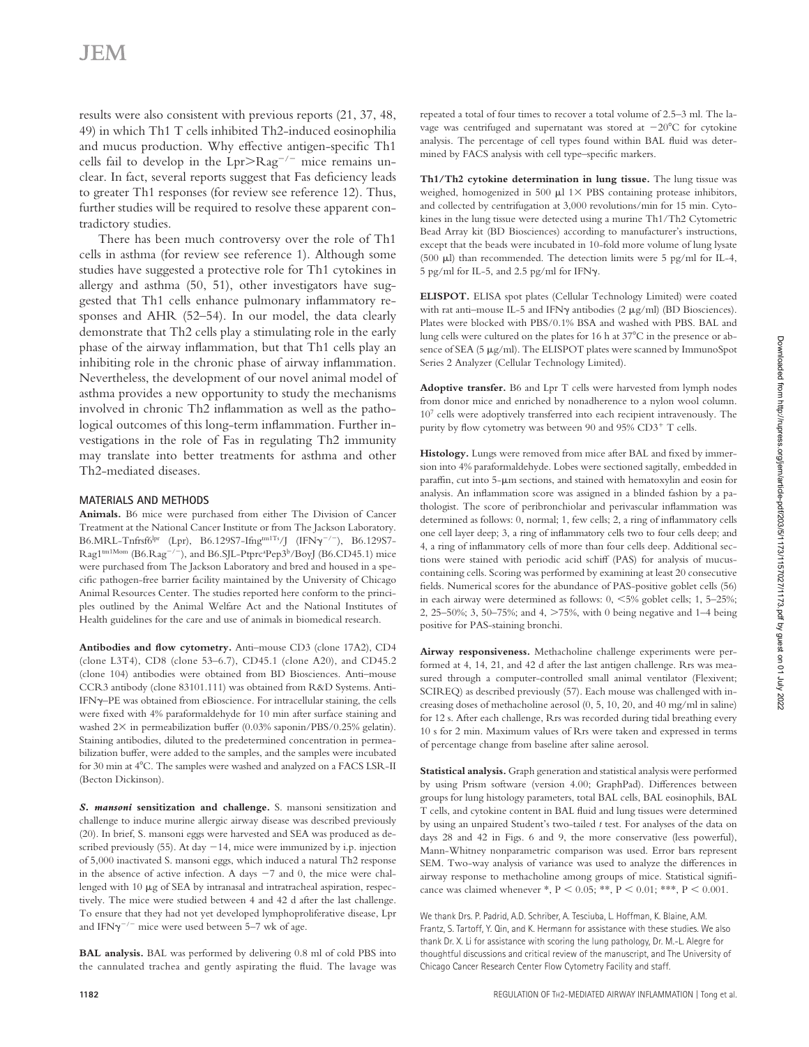results were also consistent with previous reports (21, 37, 48, 49) in which Th1 T cells inhibited Th2-induced eosinophilia and mucus production. Why effective antigen-specific Th1 cells fail to develop in the Lpr>Rag$^{-/-}$ mice remains unclear. In fact, several reports suggest that Fas deficiency leads to greater Th1 responses (for review see reference 12). Thus, further studies will be required to resolve these apparent contradictory studies.

There has been much controversy over the role of Th1 cells in asthma (for review see reference 1). Although some studies have suggested a protective role for Th1 cytokines in allergy and asthma (50, 51), other investigators have suggested that Th1 cells enhance pulmonary inflammatory responses and AHR (52–54). In our model, the data clearly demonstrate that Th2 cells play a stimulating role in the early phase of the airway inflammation, but that Th1 cells play an inhibiting role in the chronic phase of airway inflammation. Nevertheless, the development of our novel animal model of asthma provides a new opportunity to study the mechanisms involved in chronic Th2 inflammation as well as the pathological outcomes of this long-term inflammation. Further investigations in the role of Fas in regulating Th2 immunity may translate into better treatments for asthma and other Th2-mediated diseases.

## MATERIALS AND METHODS

**Animals.** B6 mice were purchased from either The Division of Cancer Treatment at the National Cancer Institute or from The Jackson Laboratory. B6.MRL-Tnfrsf6$^{lpr}$ (Lpr), B6.129S7-Ifng$^{tm1Ts}$/J (IFNγ$^{-/-}$), B6.129S7-Rag1$^{tm1Mom}$ (B6.Rag$^{-/-}$), and B6.SJL-Ptprc$^{a}$Pep3$^{b}$/BoyJ (B6.CD45.1) mice were purchased from The Jackson Laboratory and bred and housed in a specific pathogen-free barrier facility maintained by the University of Chicago Animal Resources Center. The studies reported here conform to the principles outlined by the Animal Welfare Act and the National Institutes of Health guidelines for the care and use of animals in biomedical research.

**Antibodies and flow cytometry.** Anti–mouse CD3 (clone 17A2), CD4 (clone L3T4), CD8 (clone 53–6.7), CD45.1 (clone A20), and CD45.2 (clone 104) antibodies were obtained from BD Biosciences. Anti–mouse CCR3 antibody (clone 83101.111) was obtained from R&D Systems. Anti-IFNγ–PE was obtained from eBioscience. For intracellular staining, the cells were fixed with 4% paraformaldehyde for 10 min after surface staining and washed 2× in permeabilization buffer (0.03% saponin/PBS/0.25% gelatin). Staining antibodies, diluted to the predetermined concentration in permeabilization buffer, were added to the samples, and the samples were incubated for 30 min at 4°C. The samples were washed and analyzed on a FACS LSR-II (Becton Dickinson).

***S. mansoni* sensitization and challenge.** S. mansoni sensitization and challenge to induce murine allergic airway disease was described previously (20). In brief, S. mansoni eggs were harvested and SEA was produced as described previously (55). At day −14, mice were immunized by i.p. injection of 5,000 inactivated S. mansoni eggs, which induced a natural Th2 response in the absence of active infection. A days −7 and 0, the mice were challenged with 10 μg of SEA by intranasal and intratracheal aspiration, respectively. The mice were studied between 4 and 42 d after the last challenge. To ensure that they had not yet developed lymphoproliferative disease, Lpr and IFNγ$^{-/-}$ mice were used between 5–7 wk of age.

**BAL analysis.** BAL was performed by delivering 0.8 ml of cold PBS into the cannulated trachea and gently aspirating the fluid. The lavage was repeated a total of four times to recover a total volume of 2.5–3 ml. The lavage was centrifuged and supernatant was stored at −20°C for cytokine analysis. The percentage of cell types found within BAL fluid was determined by FACS analysis with cell type–specific markers.

**Th1/Th2 cytokine determination in lung tissue.** The lung tissue was weighed, homogenized in 500 μl 1× PBS containing protease inhibitors, and collected by centrifugation at 3,000 revolutions/min for 15 min. Cytokines in the lung tissue were detected using a murine Th1/Th2 Cytometric Bead Array kit (BD Biosciences) according to manufacturer's instructions, except that the beads were incubated in 10-fold more volume of lung lysate (500 μl) than recommended. The detection limits were 5 pg/ml for IL-4, 5 pg/ml for IL-5, and 2.5 pg/ml for IFNγ.

**ELISPOT.** ELISA spot plates (Cellular Technology Limited) were coated with rat anti–mouse IL-5 and IFNγ antibodies (2 μg/ml) (BD Biosciences). Plates were blocked with PBS/0.1% BSA and washed with PBS. BAL and lung cells were cultured on the plates for 16 h at 37°C in the presence or absence of SEA (5 μg/ml). The ELISPOT plates were scanned by ImmunoSpot Series 2 Analyzer (Cellular Technology Limited).

**Adoptive transfer.** B6 and Lpr T cells were harvested from lymph nodes from donor mice and enriched by nonadherence to a nylon wool column. $10^7$ cells were adoptively transferred into each recipient intravenously. The purity by flow cytometry was between 90 and 95% CD3$^+$ T cells.

**Histology.** Lungs were removed from mice after BAL and fixed by immersion into 4% paraformaldehyde. Lobes were sectioned sagitally, embedded in paraffin, cut into 5-μm sections, and stained with hematoxylin and eosin for analysis. An inflammation score was assigned in a blinded fashion by a pathologist. The score of peribronchiolar and perivascular inflammation was determined as follows: 0, normal; 1, few cells; 2, a ring of inflammatory cells one cell layer deep; 3, a ring of inflammatory cells two to four cells deep; and 4, a ring of inflammatory cells of more than four cells deep. Additional sections were stained with periodic acid schiff (PAS) for analysis of mucus-containing cells. Scoring was performed by examining at least 20 consecutive fields. Numerical scores for the abundance of PAS-positive goblet cells (56) in each airway were determined as follows: 0, <5% goblet cells; 1, 5–25%; 2, 25–50%; 3, 50–75%; and 4, >75%, with 0 being negative and 1–4 being positive for PAS-staining bronchi.

**Airway responsiveness.** Methacholine challenge experiments were performed at 4, 14, 21, and 42 d after the last antigen challenge. Rrs was measured through a computer-controlled small animal ventilator (Flexivent; SCIREQ) as described previously (57). Each mouse was challenged with increasing doses of methacholine aerosol (0, 5, 10, 20, and 40 mg/ml in saline) for 12 s. After each challenge, Rrs was recorded during tidal breathing every 10 s for 2 min. Maximum values of Rrs were taken and expressed in terms of percentage change from baseline after saline aerosol.

**Statistical analysis.** Graph generation and statistical analysis were performed by using Prism software (version 4.00; GraphPad). Differences between groups for lung histology parameters, total BAL cells, BAL eosinophils, BAL T cells, and cytokine content in BAL fluid and lung tissues were determined by using an unpaired Student's two-tailed *t* test. For analyses of the data on days 28 and 42 in Figs. 6 and 9, the more conservative (less powerful), Mann-Whitney nonparametric comparison was used. Error bars represent SEM. Two-way analysis of variance was used to analyze the differences in airway response to methacholine among groups of mice. Statistical significance was claimed whenever *, $P < 0.05$; **, $P < 0.01$; ***, $P < 0.001$.

We thank Drs. P. Padrid, A.D. Schriber, A. Tesciuba, L. Hoffman, K. Blaine, A.M. Frantz, S. Tartoff, Y. Qin, and K. Hermann for assistance with these studies. We also thank Dr. X. Li for assistance with scoring the lung pathology, Dr. M.-L. Alegre for thoughtful discussions and critical review of the manuscript, and The University of Chicago Cancer Research Center Flow Cytometry Facility and staff.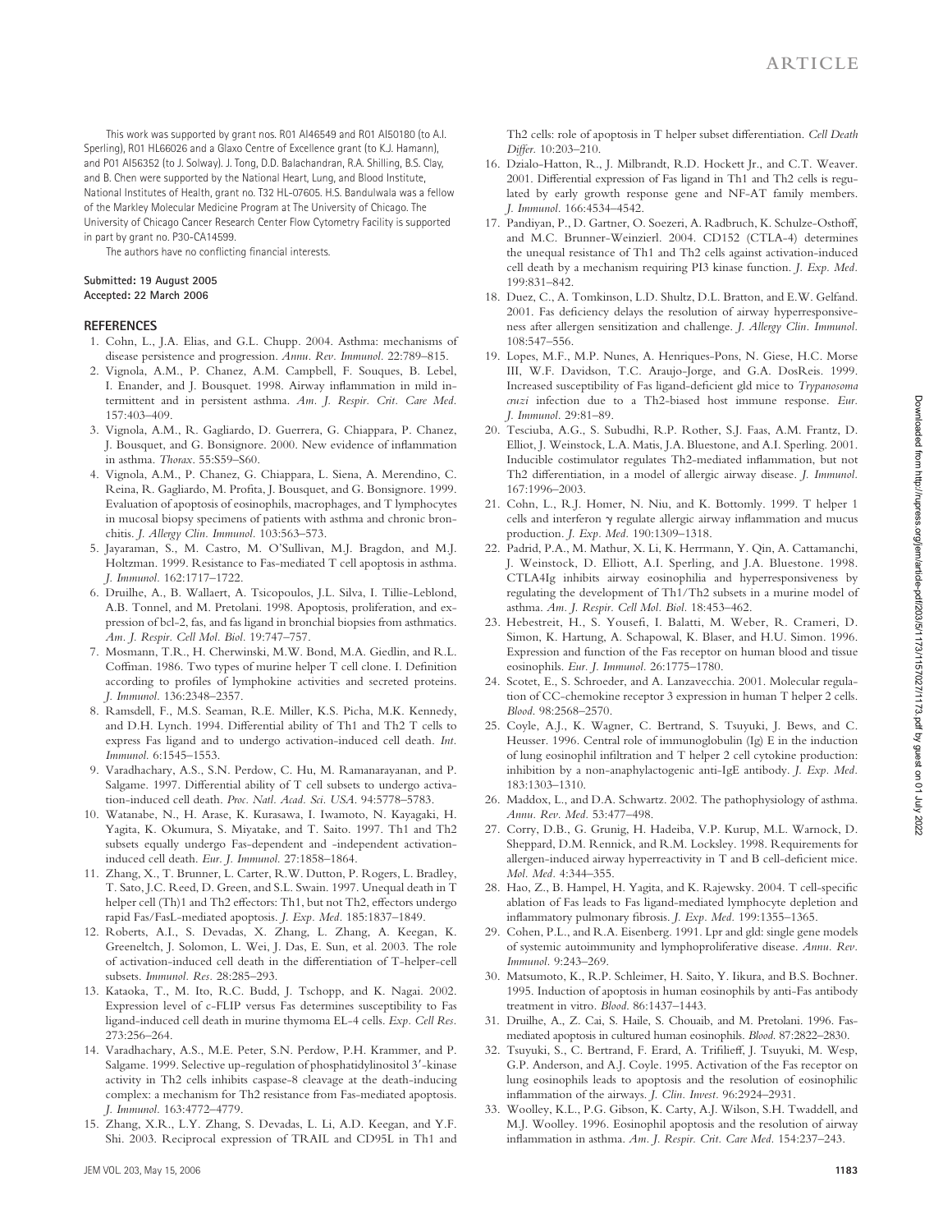This work was supported by grant nos. R01 AI46549 and R01 AI50180 (to A.I. Sperling), R01 HL66026 and a Glaxo Centre of Excellence grant (to K.J. Hamann), and P01 AI56352 (to J. Solway). J. Tong, D.D. Balachandran, R.A. Shilling, B.S. Clay, and B. Chen were supported by the National Heart, Lung, and Blood Institute, National Institutes of Health, grant no. T32 HL-07605. H.S. Bandulwala was a fellow of the Markley Molecular Medicine Program at The University of Chicago. The University of Chicago Cancer Research Center Flow Cytometry Facility is supported in part by grant no. P30-CA14599.

The authors have no conflicting financial interests.

**Submitted: 19 August 2005**
**Accepted: 22 March 2006**

## REFERENCES

1. Cohn, L., J.A. Elias, and G.L. Chupp. 2004. Asthma: mechanisms of disease persistence and progression. *Annu. Rev. Immunol.* 22:789–815.
2. Vignola, A.M., P. Chanez, A.M. Campbell, F. Souques, B. Lebel, I. Enander, and J. Bousquet. 1998. Airway inflammation in mild intermittent and in persistent asthma. *Am. J. Respir. Crit. Care Med.* 157:403–409.
3. Vignola, A.M., R. Gagliardo, D. Guerrera, G. Chiappara, P. Chanez, J. Bousquet, and G. Bonsignore. 2000. New evidence of inflammation in asthma. *Thorax.* 55:S59–S60.
4. Vignola, A.M., P. Chanez, G. Chiappara, L. Siena, A. Merendino, C. Reina, R. Gagliardo, M. Profita, J. Bousquet, and G. Bonsignore. 1999. Evaluation of apoptosis of eosinophils, macrophages, and T lymphocytes in mucosal biopsy specimens of patients with asthma and chronic bronchitis. *J. Allergy Clin. Immunol.* 103:563–573.
5. Jayaraman, S., M. Castro, M. O'Sullivan, M.J. Bragdon, and M.J. Holtzman. 1999. Resistance to Fas-mediated T cell apoptosis in asthma. *J. Immunol.* 162:1717–1722.
6. Druilhe, A., B. Wallaert, A. Tsicopoulos, J.L. Silva, I. Tillie-Leblond, A.B. Tonnel, and M. Pretolani. 1998. Apoptosis, proliferation, and expression of bcl-2, fas, and fas ligand in bronchial biopsies from asthmatics. *Am. J. Respir. Cell Mol. Biol.* 19:747–757.
7. Mosmann, T.R., H. Cherwinski, M.W. Bond, M.A. Giedlin, and R.L. Coffman. 1986. Two types of murine helper T cell clone. I. Definition according to profiles of lymphokine activities and secreted proteins. *J. Immunol.* 136:2348–2357.
8. Ramsdell, F., M.S. Seaman, R.E. Miller, K.S. Picha, M.K. Kennedy, and D.H. Lynch. 1994. Differential ability of Th1 and Th2 T cells to express Fas ligand and to undergo activation-induced cell death. *Int. Immunol.* 6:1545–1553.
9. Varadhachary, A.S., S.N. Perdow, C. Hu, M. Ramanarayanan, and P. Salgame. 1997. Differential ability of T cell subsets to undergo activation-induced cell death. *Proc. Natl. Acad. Sci. USA.* 94:5778–5783.
10. Watanabe, N., H. Arase, K. Kurasawa, I. Iwamoto, N. Kayagaki, H. Yagita, K. Okumura, S. Miyatake, and T. Saito. 1997. Th1 and Th2 subsets equally undergo Fas-dependent and -independent activation-induced cell death. *Eur. J. Immunol.* 27:1858–1864.
11. Zhang, X., T. Brunner, L. Carter, R.W. Dutton, P. Rogers, L. Bradley, T. Sato, J.C. Reed, D. Green, and S.L. Swain. 1997. Unequal death in T helper cell (Th)1 and Th2 effectors: Th1, but not Th2, effectors undergo rapid Fas/FasL-mediated apoptosis. *J. Exp. Med.* 185:1837–1849.
12. Roberts, A.I., S. Devadas, X. Zhang, L. Zhang, A. Keegan, K. Greeneltch, J. Solomon, L. Wei, J. Das, E. Sun, et al. 2003. The role of activation-induced cell death in the differentiation of T-helper-cell subsets. *Immunol. Res.* 28:285–293.
13. Kataoka, T., M. Ito, R.C. Budd, J. Tschopp, and K. Nagai. 2002. Expression level of c-FLIP versus Fas determines susceptibility to Fas ligand-induced cell death in murine thymoma EL-4 cells. *Exp. Cell Res.* 273:256–264.
14. Varadhachary, A.S., M.E. Peter, S.N. Perdow, P.H. Krammer, and P. Salgame. 1999. Selective up-regulation of phosphatidylinositol 3′-kinase activity in Th2 cells inhibits caspase-8 cleavage at the death-inducing complex: a mechanism for Th2 resistance from Fas-mediated apoptosis. *J. Immunol.* 163:4772–4779.
15. Zhang, X.R., L.Y. Zhang, S. Devadas, L. Li, A.D. Keegan, and Y.F. Shi. 2003. Reciprocal expression of TRAIL and CD95L in Th1 and Th2 cells: role of apoptosis in T helper subset differentiation. *Cell Death Differ.* 10:203–210.
16. Dzialo-Hatton, R., J. Milbrandt, R.D. Hockett Jr., and C.T. Weaver. 2001. Differential expression of Fas ligand in Th1 and Th2 cells is regulated by early growth response gene and NF-AT family members. *J. Immunol.* 166:4534–4542.
17. Pandiyan, P., D. Gartner, O. Soezeri, A. Radbruch, K. Schulze-Osthoff, and M.C. Brunner-Weinzierl. 2004. CD152 (CTLA-4) determines the unequal resistance of Th1 and Th2 cells against activation-induced cell death by a mechanism requiring PI3 kinase function. *J. Exp. Med.* 199:831–842.
18. Duez, C., A. Tomkinson, L.D. Shultz, D.L. Bratton, and E.W. Gelfand. 2001. Fas deficiency delays the resolution of airway hyperresponsiveness after allergen sensitization and challenge. *J. Allergy Clin. Immunol.* 108:547–556.
19. Lopes, M.F., M.P. Nunes, A. Henriques-Pons, N. Giese, H.C. Morse III, W.F. Davidson, T.C. Araujo-Jorge, and G.A. DosReis. 1999. Increased susceptibility of Fas ligand-deficient gld mice to *Trypanosoma cruzi* infection due to a Th2-biased host immune response. *Eur. J. Immunol.* 29:81–89.
20. Tesciuba, A.G., S. Subudhi, R.P. Rother, S.J. Faas, A.M. Frantz, D. Elliot, J. Weinstock, L.A. Matis, J.A. Bluestone, and A.I. Sperling. 2001. Inducible costimulator regulates Th2-mediated inflammation, but not Th2 differentiation, in a model of allergic airway disease. *J. Immunol.* 167:1996–2003.
21. Cohn, L., R.J. Homer, N. Niu, and K. Bottomly. 1999. T helper 1 cells and interferon γ regulate allergic airway inflammation and mucus production. *J. Exp. Med.* 190:1309–1318.
22. Padrid, P.A., M. Mathur, X. Li, K. Herrmann, Y. Qin, A. Cattamanchi, J. Weinstock, D. Elliott, A.I. Sperling, and J.A. Bluestone. 1998. CTLA4Ig inhibits airway eosinophilia and hyperresponsiveness by regulating the development of Th1/Th2 subsets in a murine model of asthma. *Am. J. Respir. Cell Mol. Biol.* 18:453–462.
23. Hebestreit, H., S. Yousefi, I. Balatti, M. Weber, R. Crameri, D. Simon, K. Hartung, A. Schapowal, K. Blaser, and H.U. Simon. 1996. Expression and function of the Fas receptor on human blood and tissue eosinophils. *Eur. J. Immunol.* 26:1775–1780.
24. Scotet, E., S. Schroeder, and A. Lanzavecchia. 2001. Molecular regulation of CC-chemokine receptor 3 expression in human T helper 2 cells. *Blood.* 98:2568–2570.
25. Coyle, A.J., K. Wagner, C. Bertrand, S. Tsuyuki, J. Bews, and C. Heusser. 1996. Central role of immunoglobulin (Ig) E in the induction of lung eosinophil infiltration and T helper 2 cell cytokine production: inhibition by a non-anaphylactogenic anti-IgE antibody. *J. Exp. Med.* 183:1303–1310.
26. Maddox, L., and D.A. Schwartz. 2002. The pathophysiology of asthma. *Annu. Rev. Med.* 53:477–498.
27. Corry, D.B., G. Grunig, H. Hadeiba, V.P. Kurup, M.L. Warnock, D. Sheppard, D.M. Rennick, and R.M. Locksley. 1998. Requirements for allergen-induced airway hyperreactivity in T and B cell-deficient mice. *Mol. Med.* 4:344–355.
28. Hao, Z., B. Hampel, H. Yagita, and K. Rajewsky. 2004. T cell-specific ablation of Fas leads to Fas ligand-mediated lymphocyte depletion and inflammatory pulmonary fibrosis. *J. Exp. Med.* 199:1355–1365.
29. Cohen, P.L., and R.A. Eisenberg. 1991. Lpr and gld: single gene models of systemic autoimmunity and lymphoproliferative disease. *Annu. Rev. Immunol.* 9:243–269.
30. Matsumoto, K., R.P. Schleimer, H. Saito, Y. Iikura, and B.S. Bochner. 1995. Induction of apoptosis in human eosinophils by anti-Fas antibody treatment in vitro. *Blood.* 86:1437–1443.
31. Druilhe, A., Z. Cai, S. Haile, S. Chouaib, and M. Pretolani. 1996. Fas-mediated apoptosis in cultured human eosinophils. *Blood.* 87:2822–2830.
32. Tsuyuki, S., C. Bertrand, F. Erard, A. Trifilieff, J. Tsuyuki, M. Wesp, G.P. Anderson, and A.J. Coyle. 1995. Activation of the Fas receptor on lung eosinophils leads to apoptosis and the resolution of eosinophilic inflammation of the airways. *J. Clin. Invest.* 96:2924–2931.
33. Woolley, K.L., P.G. Gibson, K. Carty, A.J. Wilson, S.H. Twaddell, and M.J. Woolley. 1996. Eosinophil apoptosis and the resolution of airway inflammation in asthma. *Am. J. Respir. Crit. Care Med.* 154:237–243.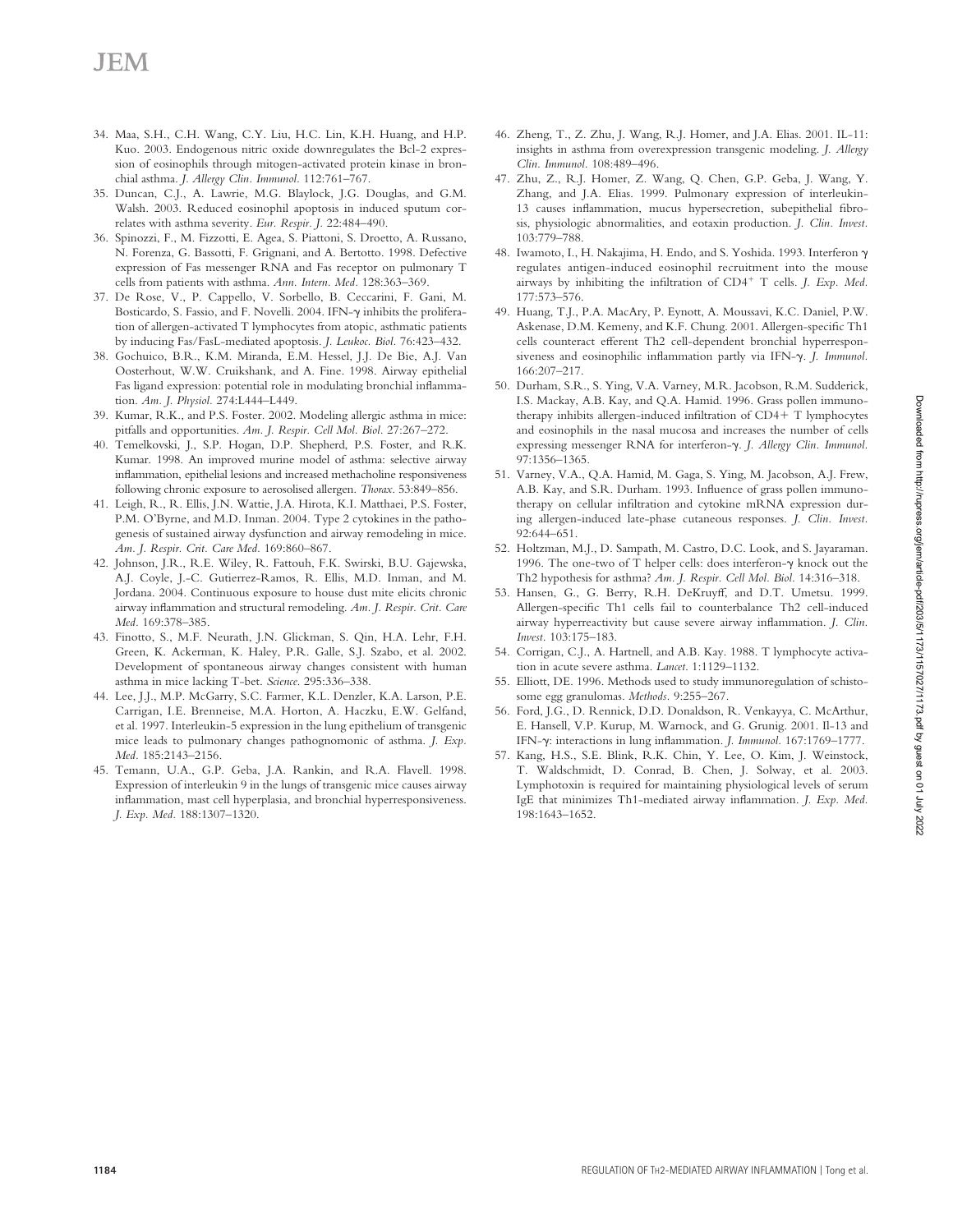34. Maa, S.H., C.H. Wang, C.Y. Liu, H.C. Lin, K.H. Huang, and H.P. Kuo. 2003. Endogenous nitric oxide downregulates the Bcl-2 expression of eosinophils through mitogen-activated protein kinase in bronchial asthma. *J. Allergy Clin. Immunol.* 112:761–767.
35. Duncan, C.J., A. Lawrie, M.G. Blaylock, J.G. Douglas, and G.M. Walsh. 2003. Reduced eosinophil apoptosis in induced sputum correlates with asthma severity. *Eur. Respir. J.* 22:484–490.
36. Spinozzi, F., M. Fizzotti, E. Agea, S. Piattoni, S. Droetto, A. Russano, N. Forenza, G. Bassotti, F. Grignani, and A. Bertotto. 1998. Defective expression of Fas messenger RNA and Fas receptor on pulmonary T cells from patients with asthma. *Ann. Intern. Med.* 128:363–369.
37. De Rose, V., P. Cappello, V. Sorbello, B. Ceccarini, F. Gani, M. Bosticardo, S. Fassio, and F. Novelli. 2004. IFN-γ inhibits the proliferation of allergen-activated T lymphocytes from atopic, asthmatic patients by inducing Fas/FasL-mediated apoptosis. *J. Leukoc. Biol.* 76:423–432.
38. Gochuico, B.R., K.M. Miranda, E.M. Hessel, J.J. De Bie, A.J. Van Oosterhout, W.W. Cruikshank, and A. Fine. 1998. Airway epithelial Fas ligand expression: potential role in modulating bronchial inflammation. *Am. J. Physiol.* 274:L444–L449.
39. Kumar, R.K., and P.S. Foster. 2002. Modeling allergic asthma in mice: pitfalls and opportunities. *Am. J. Respir. Cell Mol. Biol.* 27:267–272.
40. Temelkovski, J., S.P. Hogan, D.P. Shepherd, P.S. Foster, and R.K. Kumar. 1998. An improved murine model of asthma: selective airway inflammation, epithelial lesions and increased methacholine responsiveness following chronic exposure to aerosolised allergen. *Thorax.* 53:849–856.
41. Leigh, R., R. Ellis, J.N. Wattie, J.A. Hirota, K.I. Matthaei, P.S. Foster, P.M. O'Byrne, and M.D. Inman. 2004. Type 2 cytokines in the pathogenesis of sustained airway dysfunction and airway remodeling in mice. *Am. J. Respir. Crit. Care Med.* 169:860–867.
42. Johnson, J.R., R.E. Wiley, R. Fattouh, F.K. Swirski, B.U. Gajewska, A.J. Coyle, J.-C. Gutierrez-Ramos, R. Ellis, M.D. Inman, and M. Jordana. 2004. Continuous exposure to house dust mite elicits chronic airway inflammation and structural remodeling. *Am. J. Respir. Crit. Care Med.* 169:378–385.
43. Finotto, S., M.F. Neurath, J.N. Glickman, S. Qin, H.A. Lehr, F.H. Green, K. Ackerman, K. Haley, P.R. Galle, S.J. Szabo, et al. 2002. Development of spontaneous airway changes consistent with human asthma in mice lacking T-bet. *Science.* 295:336–338.
44. Lee, J.J., M.P. McGarry, S.C. Farmer, K.L. Denzler, K.A. Larson, P.E. Carrigan, I.E. Brenneise, M.A. Horton, A. Haczku, E.W. Gelfand, et al. 1997. Interleukin-5 expression in the lung epithelium of transgenic mice leads to pulmonary changes pathognomonic of asthma. *J. Exp. Med.* 185:2143–2156.
45. Temann, U.A., G.P. Geba, J.A. Rankin, and R.A. Flavell. 1998. Expression of interleukin 9 in the lungs of transgenic mice causes airway inflammation, mast cell hyperplasia, and bronchial hyperresponsiveness. *J. Exp. Med.* 188:1307–1320.
46. Zheng, T., Z. Zhu, J. Wang, R.J. Homer, and J.A. Elias. 2001. IL-11: insights in asthma from overexpression transgenic modeling. *J. Allergy Clin. Immunol.* 108:489–496.
47. Zhu, Z., R.J. Homer, Z. Wang, Q. Chen, G.P. Geba, J. Wang, Y. Zhang, and J.A. Elias. 1999. Pulmonary expression of interleukin-13 causes inflammation, mucus hypersecretion, subepithelial fibrosis, physiologic abnormalities, and eotaxin production. *J. Clin. Invest.* 103:779–788.
48. Iwamoto, I., H. Nakajima, H. Endo, and S. Yoshida. 1993. Interferon γ regulates antigen-induced eosinophil recruitment into the mouse airways by inhibiting the infiltration of $CD4^+$ T cells. *J. Exp. Med.* 177:573–576.
49. Huang, T.J., P.A. MacAry, P. Eynott, A. Moussavi, K.C. Daniel, P.W. Askenase, D.M. Kemeny, and K.F. Chung. 2001. Allergen-specific Th1 cells counteract efferent Th2 cell-dependent bronchial hyperresponsiveness and eosinophilic inflammation partly via IFN-γ. *J. Immunol.* 166:207–217.
50. Durham, S.R., S. Ying, V.A. Varney, M.R. Jacobson, R.M. Sudderick, I.S. Mackay, A.B. Kay, and Q.A. Hamid. 1996. Grass pollen immunotherapy inhibits allergen-induced infiltration of CD4+ T lymphocytes and eosinophils in the nasal mucosa and increases the number of cells expressing messenger RNA for interferon-γ. *J. Allergy Clin. Immunol.* 97:1356–1365.
51. Varney, V.A., Q.A. Hamid, M. Gaga, S. Ying, M. Jacobson, A.J. Frew, A.B. Kay, and S.R. Durham. 1993. Influence of grass pollen immunotherapy on cellular infiltration and cytokine mRNA expression during allergen-induced late-phase cutaneous responses. *J. Clin. Invest.* 92:644–651.
52. Holtzman, M.J., D. Sampath, M. Castro, D.C. Look, and S. Jayaraman. 1996. The one-two of T helper cells: does interferon-γ knock out the Th2 hypothesis for asthma? *Am. J. Respir. Cell Mol. Biol.* 14:316–318.
53. Hansen, G., G. Berry, R.H. DeKruyff, and D.T. Umetsu. 1999. Allergen-specific Th1 cells fail to counterbalance Th2 cell-induced airway hyperreactivity but cause severe airway inflammation. *J. Clin. Invest.* 103:175–183.
54. Corrigan, C.J., A. Hartnell, and A.B. Kay. 1988. T lymphocyte activation in acute severe asthma. *Lancet.* 1:1129–1132.
55. Elliott, DE. 1996. Methods used to study immunoregulation of schistosome egg granulomas. *Methods.* 9:255–267.
56. Ford, J.G., D. Rennick, D.D. Donaldson, R. Venkayya, C. McArthur, E. Hansell, V.P. Kurup, M. Warnock, and G. Grunig. 2001. Il-13 and IFN-γ: interactions in lung inflammation. *J. Immunol.* 167:1769–1777.
57. Kang, H.S., S.E. Blink, R.K. Chin, Y. Lee, O. Kim, J. Weinstock, T. Waldschmidt, D. Conrad, B. Chen, J. Solway, et al. 2003. Lymphotoxin is required for maintaining physiological levels of serum IgE that minimizes Th1-mediated airway inflammation. *J. Exp. Med.* 198:1643–1652.